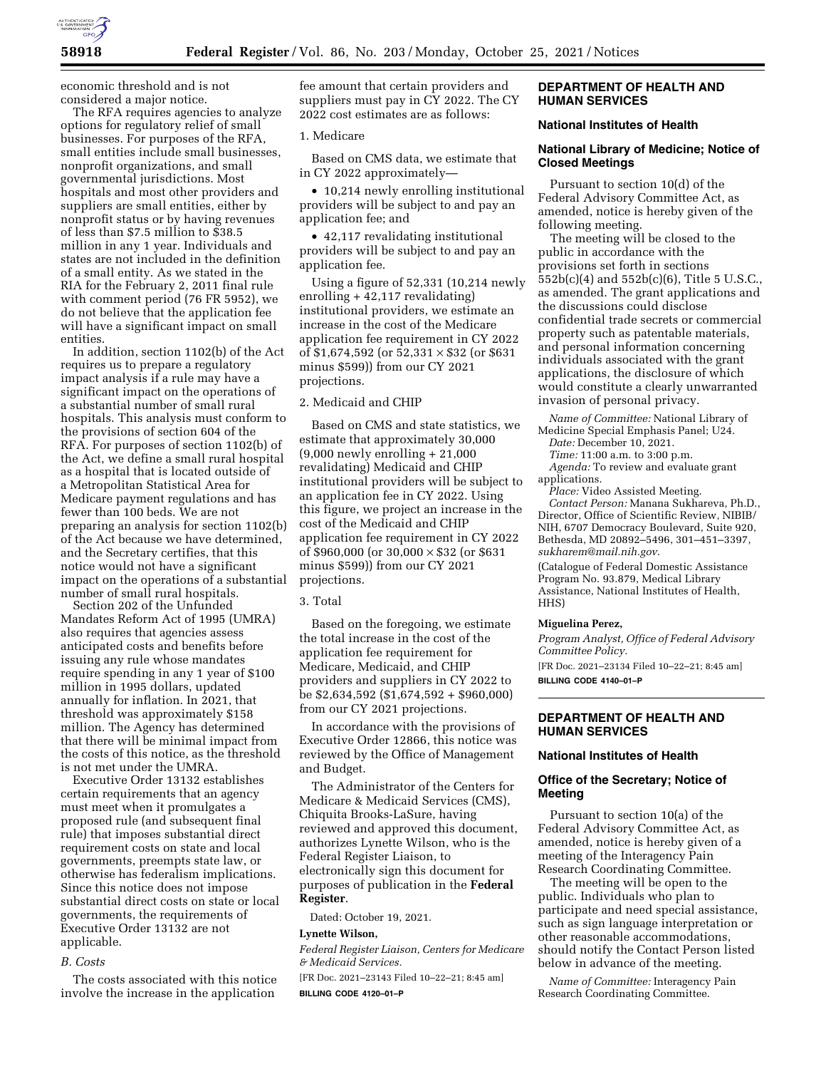economic threshold and is not considered a major notice.

The RFA requires agencies to analyze options for regulatory relief of small businesses. For purposes of the RFA, small entities include small businesses, nonprofit organizations, and small governmental jurisdictions. Most hospitals and most other providers and suppliers are small entities, either by nonprofit status or by having revenues of less than $7.5 million to $38.5 million in any 1 year. Individuals and states are not included in the definition of a small entity. As we stated in the RIA for the February 2, 2011 final rule with comment period (76 FR 5952), we do not believe that the application fee will have a significant impact on small entities.

In addition, section 1102(b) of the Act requires us to prepare a regulatory impact analysis if a rule may have a significant impact on the operations of a substantial number of small rural hospitals. This analysis must conform to the provisions of section 604 of the RFA. For purposes of section 1102(b) of the Act, we define a small rural hospital as a hospital that is located outside of a Metropolitan Statistical Area for Medicare payment regulations and has fewer than 100 beds. We are not preparing an analysis for section 1102(b) of the Act because we have determined, and the Secretary certifies, that this notice would not have a significant impact on the operations of a substantial number of small rural hospitals.

Section 202 of the Unfunded Mandates Reform Act of 1995 (UMRA) also requires that agencies assess anticipated costs and benefits before issuing any rule whose mandates require spending in any 1 year of $100 million in 1995 dollars, updated annually for inflation. In 2021, that threshold was approximately $158 million. The Agency has determined that there will be minimal impact from the costs of this notice, as the threshold is not met under the UMRA.

Executive Order 13132 establishes certain requirements that an agency must meet when it promulgates a proposed rule (and subsequent final rule) that imposes substantial direct requirement costs on state and local governments, preempts state law, or otherwise has federalism implications. Since this notice does not impose substantial direct costs on state or local governments, the requirements of Executive Order 13132 are not applicable.

*B. Costs*

The costs associated with this notice involve the increase in the application fee amount that certain providers and suppliers must pay in CY 2022. The CY 2022 cost estimates are as follows:

1. Medicare

Based on CMS data, we estimate that in CY 2022 approximately—

- 10,214 newly enrolling institutional providers will be subject to and pay an application fee; and
- 42,117 revalidating institutional providers will be subject to and pay an application fee.

Using a figure of 52,331 (10,214 newly enrolling + 42,117 revalidating) institutional providers, we estimate an increase in the cost of the Medicare application fee requirement in CY 2022 of $1,674,592 (or 52,331 × $32 (or $631 minus $599)) from our CY 2021 projections.

2. Medicaid and CHIP

Based on CMS and state statistics, we estimate that approximately 30,000 (9,000 newly enrolling + 21,000 revalidating) Medicaid and CHIP institutional providers will be subject to an application fee in CY 2022. Using this figure, we project an increase in the cost of the Medicaid and CHIP application fee requirement in CY 2022 of $960,000 (or 30,000 × $32 (or $631 minus $599)) from our CY 2021 projections.

3. Total

Based on the foregoing, we estimate the total increase in the cost of the application fee requirement for Medicare, Medicaid, and CHIP providers and suppliers in CY 2022 to be $2,634,592 ($1,674,592 + $960,000) from our CY 2021 projections.

In accordance with the provisions of Executive Order 12866, this notice was reviewed by the Office of Management and Budget.

The Administrator of the Centers for Medicare & Medicaid Services (CMS), Chiquita Brooks-LaSure, having reviewed and approved this document, authorizes Lynette Wilson, who is the Federal Register Liaison, to electronically sign this document for purposes of publication in the **Federal Register**.

Dated: October 19, 2021.

**Lynette Wilson,**

*Federal Register Liaison, Centers for Medicare & Medicaid Services.*

[FR Doc. 2021–23143 Filed 10–22–21; 8:45 am]

**BILLING CODE 4120–01–P**

## DEPARTMENT OF HEALTH AND HUMAN SERVICES

### National Institutes of Health

### National Library of Medicine; Notice of Closed Meetings

Pursuant to section 10(d) of the Federal Advisory Committee Act, as amended, notice is hereby given of the following meeting.

The meeting will be closed to the public in accordance with the provisions set forth in sections 552b(c)(4) and 552b(c)(6), Title 5 U.S.C., as amended. The grant applications and the discussions could disclose confidential trade secrets or commercial property such as patentable materials, and personal information concerning individuals associated with the grant applications, the disclosure of which would constitute a clearly unwarranted invasion of personal privacy.

*Name of Committee:* National Library of Medicine Special Emphasis Panel; U24.

*Date:* December 10, 2021.

*Time:* 11:00 a.m. to 3:00 p.m.

*Agenda:* To review and evaluate grant applications.

*Place:* Video Assisted Meeting.

*Contact Person:* Manana Sukhareva, Ph.D., Director, Office of Scientific Review, NIBIB/NIH, 6707 Democracy Boulevard, Suite 920, Bethesda, MD 20892–5496, 301–451–3397, *sukharem@mail.nih.gov*.

(Catalogue of Federal Domestic Assistance Program No. 93.879, Medical Library Assistance, National Institutes of Health, HHS)

**Miguelina Perez,**

*Program Analyst, Office of Federal Advisory Committee Policy.*

[FR Doc. 2021–23134 Filed 10–22–21; 8:45 am]

**BILLING CODE 4140–01–P**

## DEPARTMENT OF HEALTH AND HUMAN SERVICES

### National Institutes of Health

### Office of the Secretary; Notice of Meeting

Pursuant to section 10(a) of the Federal Advisory Committee Act, as amended, notice is hereby given of a meeting of the Interagency Pain Research Coordinating Committee.

The meeting will be open to the public. Individuals who plan to participate and need special assistance, such as sign language interpretation or other reasonable accommodations, should notify the Contact Person listed below in advance of the meeting.

*Name of Committee:* Interagency Pain Research Coordinating Committee.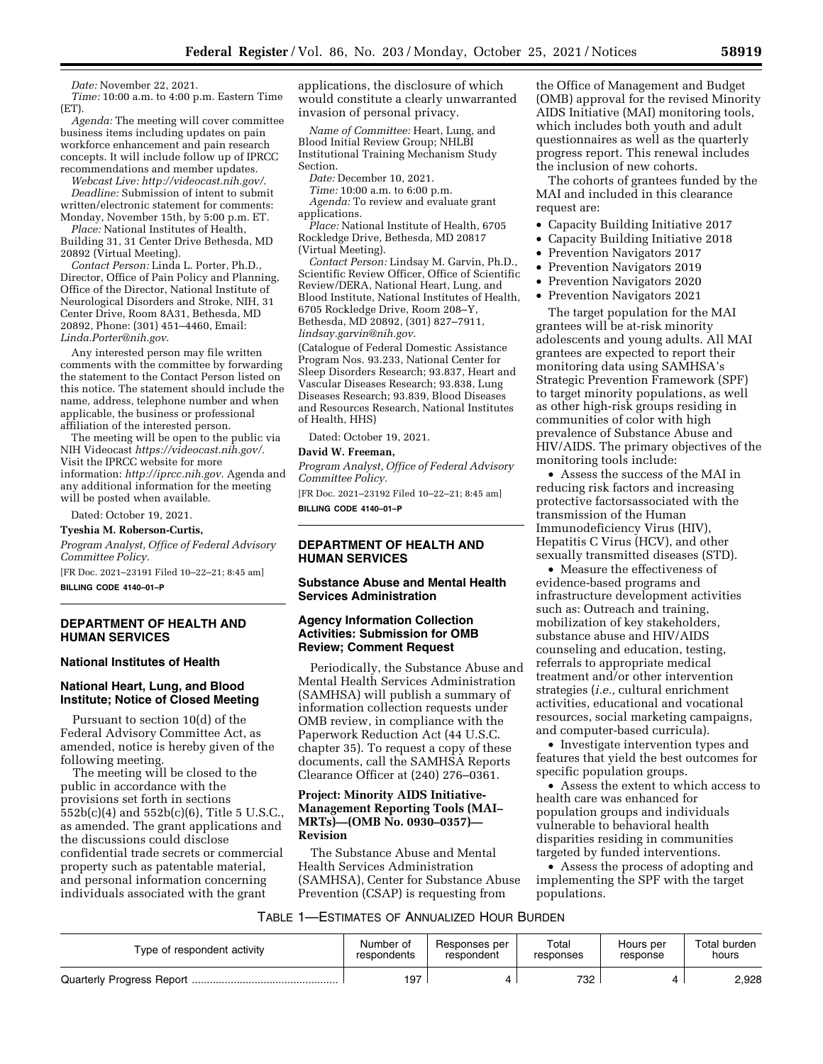*Date:* November 22, 2021.

*Time:* 10:00 a.m. to 4:00 p.m. Eastern Time (ET).

*Agenda:* The meeting will cover committee business items including updates on pain workforce enhancement and pain research concepts. It will include follow up of IPRCC recommendations and member updates.

*Webcast Live: http://videocast.nih.gov/.*

*Deadline:* Submission of intent to submit written/electronic statement for comments: Monday, November 15th, by 5:00 p.m. ET.

*Place:* National Institutes of Health, Building 31, 31 Center Drive Bethesda, MD 20892 (Virtual Meeting).

*Contact Person:* Linda L. Porter, Ph.D., Director, Office of Pain Policy and Planning, Office of the Director, National Institute of Neurological Disorders and Stroke, NIH, 31 Center Drive, Room 8A31, Bethesda, MD 20892, Phone: (301) 451–4460, Email: *Linda.Porter@nih.gov.*

Any interested person may file written comments with the committee by forwarding the statement to the Contact Person listed on this notice. The statement should include the name, address, telephone number and when applicable, the business or professional affiliation of the interested person.

The meeting will be open to the public via NIH Videocast *https://videocast.nih.gov/.* Visit the IPRCC website for more information: *http://iprcc.nih.gov.* Agenda and any additional information for the meeting will be posted when available.

Dated: October 19, 2021.

**Tyeshia M. Roberson-Curtis,**

*Program Analyst, Office of Federal Advisory Committee Policy.*

[FR Doc. 2021–23191 Filed 10–22–21; 8:45 am]

**BILLING CODE 4140–01–P**

## DEPARTMENT OF HEALTH AND HUMAN SERVICES

### National Institutes of Health

### National Heart, Lung, and Blood Institute; Notice of Closed Meeting

Pursuant to section 10(d) of the Federal Advisory Committee Act, as amended, notice is hereby given of the following meeting.

The meeting will be closed to the public in accordance with the provisions set forth in sections 552b(c)(4) and 552b(c)(6), Title 5 U.S.C., as amended. The grant applications and the discussions could disclose confidential trade secrets or commercial property such as patentable material, and personal information concerning individuals associated with the grant applications, the disclosure of which would constitute a clearly unwarranted invasion of personal privacy.

*Name of Committee:* Heart, Lung, and Blood Initial Review Group; NHLBI Institutional Training Mechanism Study Section.

*Date:* December 10, 2021.

*Time:* 10:00 a.m. to 6:00 p.m.

*Agenda:* To review and evaluate grant applications.

*Place:* National Institute of Health, 6705 Rockledge Drive, Bethesda, MD 20817 (Virtual Meeting).

*Contact Person:* Lindsay M. Garvin, Ph.D., Scientific Review Officer, Office of Scientific Review/DERA, National Heart, Lung, and Blood Institute, National Institutes of Health, 6705 Rockledge Drive, Room 208–Y, Bethesda, MD 20892, (301) 827–7911, *lindsay.garvin@nih.gov.*

(Catalogue of Federal Domestic Assistance Program Nos. 93.233, National Center for Sleep Disorders Research; 93.837, Heart and Vascular Diseases Research; 93.838, Lung Diseases Research; 93.839, Blood Diseases and Resources Research, National Institutes of Health, HHS)

Dated: October 19, 2021.

**David W. Freeman,**

*Program Analyst, Office of Federal Advisory Committee Policy.*

[FR Doc. 2021–23192 Filed 10–22–21; 8:45 am]

**BILLING CODE 4140–01–P**

## DEPARTMENT OF HEALTH AND HUMAN SERVICES

### Substance Abuse and Mental Health Services Administration

### Agency Information Collection Activities: Submission for OMB Review; Comment Request

Periodically, the Substance Abuse and Mental Health Services Administration (SAMHSA) will publish a summary of information collection requests under OMB review, in compliance with the Paperwork Reduction Act (44 U.S.C. chapter 35). To request a copy of these documents, call the SAMHSA Reports Clearance Officer at (240) 276–0361.

#### Project: Minority AIDS Initiative-Management Reporting Tools (MAI–MRTs)—(OMB No. 0930–0357)—Revision

The Substance Abuse and Mental Health Services Administration (SAMHSA), Center for Substance Abuse Prevention (CSAP) is requesting from the Office of Management and Budget (OMB) approval for the revised Minority AIDS Initiative (MAI) monitoring tools, which includes both youth and adult questionnaires as well as the quarterly progress report. This renewal includes the inclusion of new cohorts.

The cohorts of grantees funded by the MAI and included in this clearance request are:

- Capacity Building Initiative 2017
- Capacity Building Initiative 2018
- Prevention Navigators 2017
- Prevention Navigators 2019
- Prevention Navigators 2020
- Prevention Navigators 2021

The target population for the MAI grantees will be at-risk minority adolescents and young adults. All MAI grantees are expected to report their monitoring data using SAMHSA's Strategic Prevention Framework (SPF) to target minority populations, as well as other high-risk groups residing in communities of color with high prevalence of Substance Abuse and HIV/AIDS. The primary objectives of the monitoring tools include:

- Assess the success of the MAI in reducing risk factors and increasing protective factorsassociated with the transmission of the Human Immunodeficiency Virus (HIV), Hepatitis C Virus (HCV), and other sexually transmitted diseases (STD).
- Measure the effectiveness of evidence-based programs and infrastructure development activities such as: Outreach and training, mobilization of key stakeholders, substance abuse and HIV/AIDS counseling and education, testing, referrals to appropriate medical treatment and/or other intervention strategies (*i.e.,* cultural enrichment activities, educational and vocational resources, social marketing campaigns, and computer-based curricula).
- Investigate intervention types and features that yield the best outcomes for specific population groups.
- Assess the extent to which access to health care was enhanced for population groups and individuals vulnerable to behavioral health disparities residing in communities targeted by funded interventions.
- Assess the process of adopting and implementing the SPF with the target populations.

TABLE 1—ESTIMATES OF ANNUALIZED HOUR BURDEN

| Type of respondent activity | Number of respondents | Responses per respondent | Total responses | Hours per response | Total burden hours |
|---|---|---|---|---|---|
| Quarterly Progress Report | 197 | 4 | 732 | 4 | 2,928 |